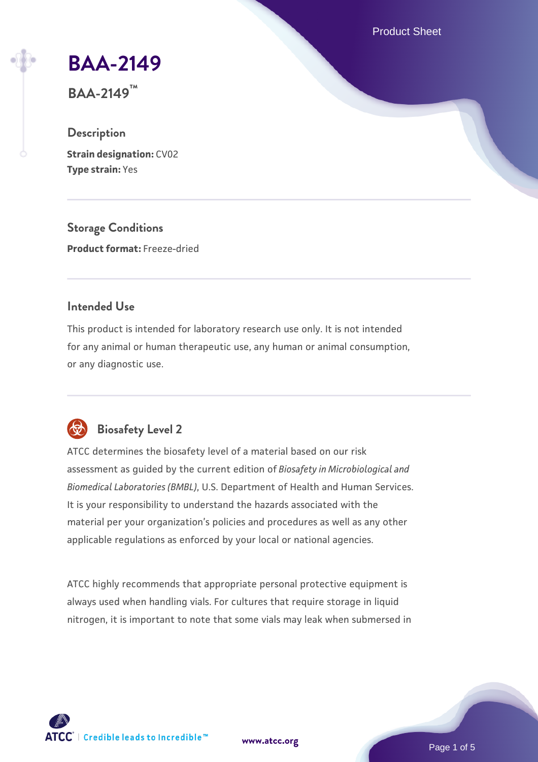# BAA-2149

**BAA-2149™**

## Description

**Strain designation:** CV02
**Type strain:** Yes

## Storage Conditions

**Product format:** Freeze-dried

## Intended Use

This product is intended for laboratory research use only. It is not intended for any animal or human therapeutic use, any human or animal consumption, or any diagnostic use.

## Biosafety Level 2

ATCC determines the biosafety level of a material based on our risk assessment as guided by the current edition of *Biosafety in Microbiological and Biomedical Laboratories (BMBL)*, U.S. Department of Health and Human Services. It is your responsibility to understand the hazards associated with the material per your organization's policies and procedures as well as any other applicable regulations as enforced by your local or national agencies.

ATCC highly recommends that appropriate personal protective equipment is always used when handling vials. For cultures that require storage in liquid nitrogen, it is important to note that some vials may leak when submersed in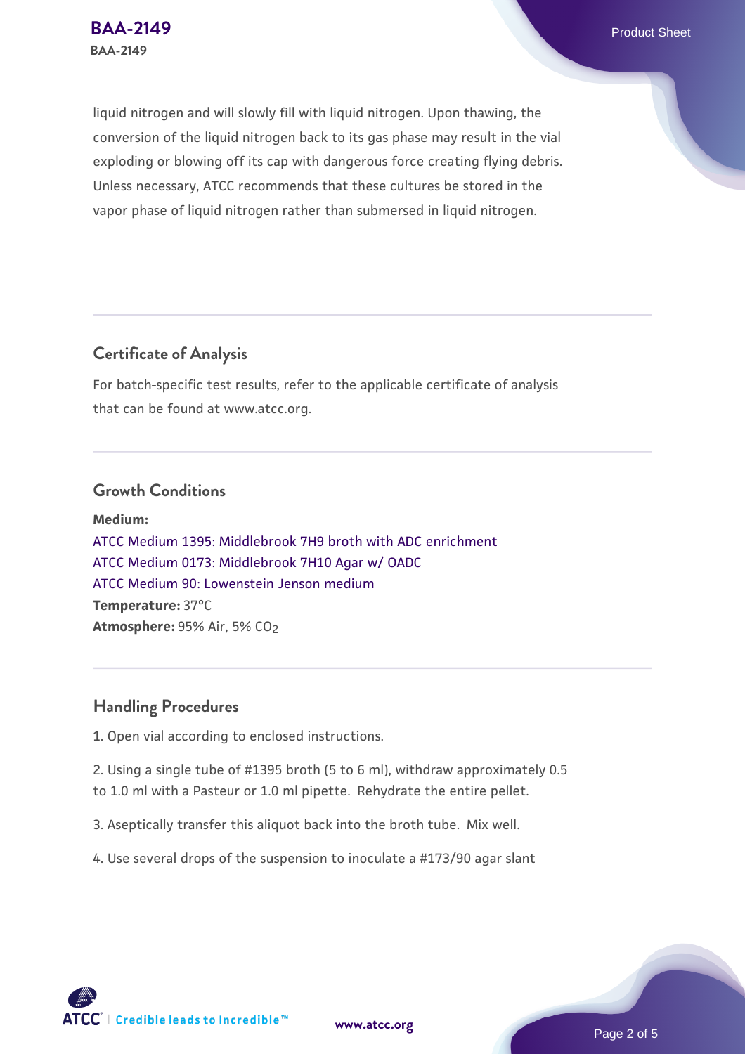liquid nitrogen and will slowly fill with liquid nitrogen. Upon thawing, the conversion of the liquid nitrogen back to its gas phase may result in the vial exploding or blowing off its cap with dangerous force creating flying debris. Unless necessary, ATCC recommends that these cultures be stored in the vapor phase of liquid nitrogen rather than submersed in liquid nitrogen.

## Certificate of Analysis

For batch-specific test results, refer to the applicable certificate of analysis that can be found at www.atcc.org.

## Growth Conditions

**Medium:**
ATCC Medium 1395: Middlebrook 7H9 broth with ADC enrichment
ATCC Medium 0173: Middlebrook 7H10 Agar w/ OADC
ATCC Medium 90: Lowenstein Jenson medium
**Temperature:** 37°C
**Atmosphere:** 95% Air, 5% $CO_2$

## Handling Procedures

1. Open vial according to enclosed instructions.

2. Using a single tube of #1395 broth (5 to 6 ml), withdraw approximately 0.5 to 1.0 ml with a Pasteur or 1.0 ml pipette. Rehydrate the entire pellet.

3. Aseptically transfer this aliquot back into the broth tube. Mix well.

4. Use several drops of the suspension to inoculate a #173/90 agar slant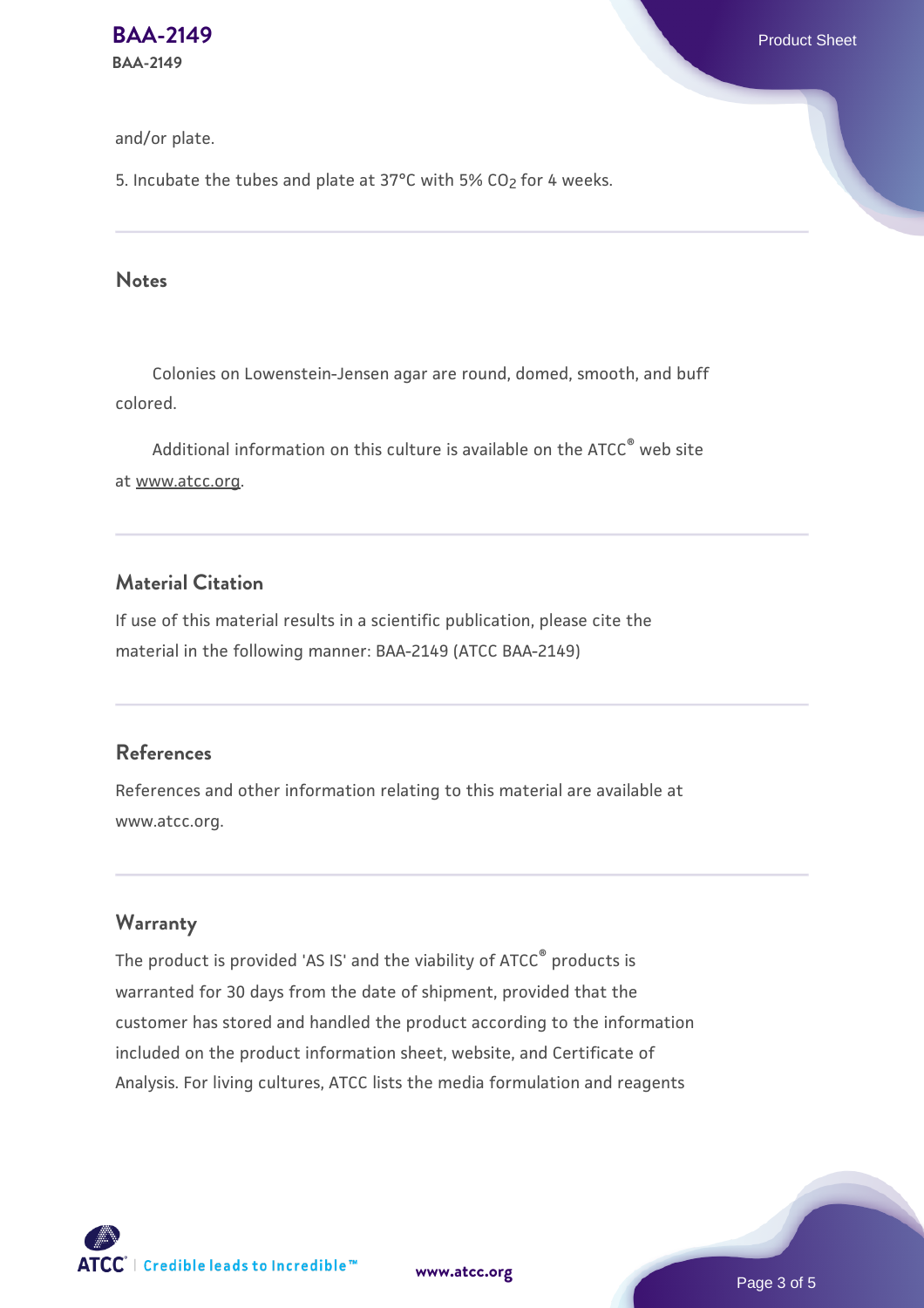and/or plate.

5. Incubate the tubes and plate at 37°C with 5% $CO_2$ for 4 weeks.

## Notes

Colonies on Lowenstein-Jensen agar are round, domed, smooth, and buff colored.

Additional information on this culture is available on the ATCC® web site at www.atcc.org.

## Material Citation

If use of this material results in a scientific publication, please cite the material in the following manner: BAA-2149 (ATCC BAA-2149)

## References

References and other information relating to this material are available at www.atcc.org.

## Warranty

The product is provided 'AS IS' and the viability of ATCC® products is warranted for 30 days from the date of shipment, provided that the customer has stored and handled the product according to the information included on the product information sheet, website, and Certificate of Analysis. For living cultures, ATCC lists the media formulation and reagents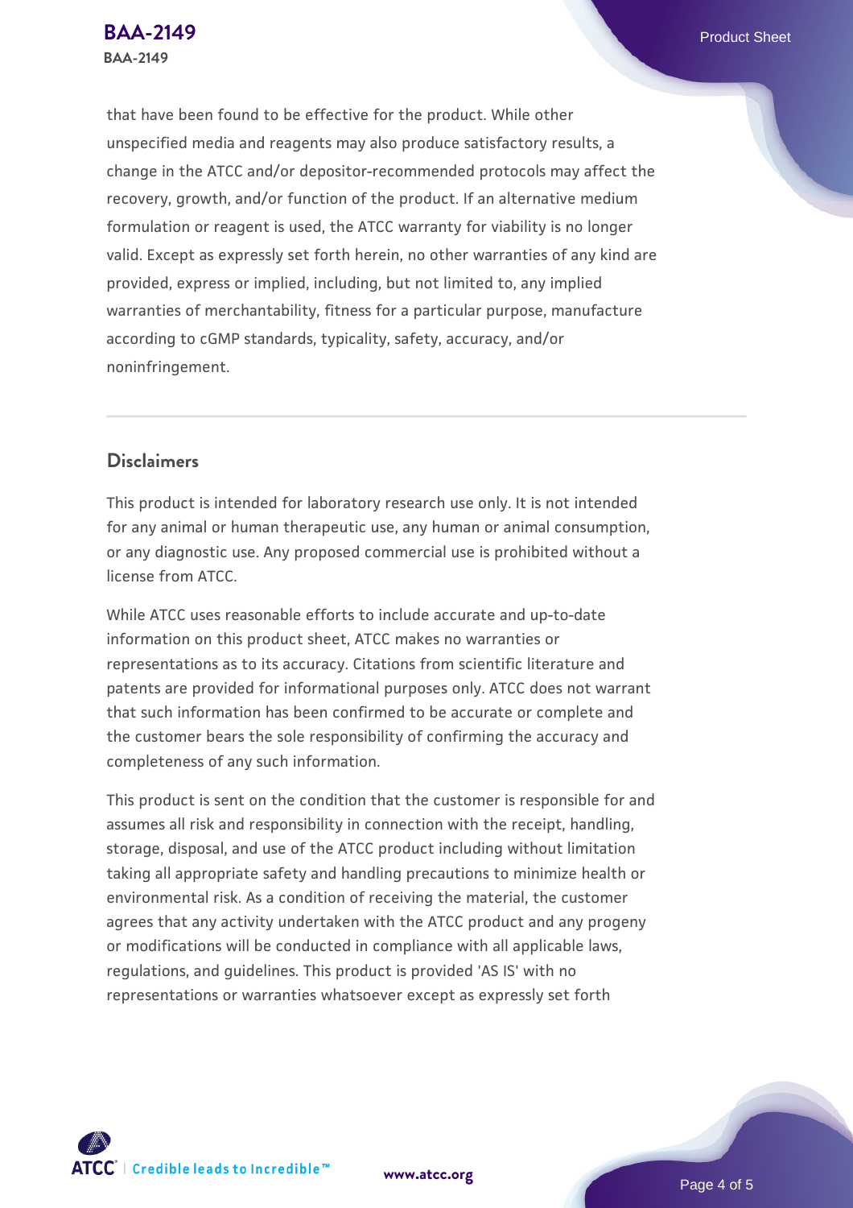that have been found to be effective for the product. While other unspecified media and reagents may also produce satisfactory results, a change in the ATCC and/or depositor-recommended protocols may affect the recovery, growth, and/or function of the product. If an alternative medium formulation or reagent is used, the ATCC warranty for viability is no longer valid. Except as expressly set forth herein, no other warranties of any kind are provided, express or implied, including, but not limited to, any implied warranties of merchantability, fitness for a particular purpose, manufacture according to cGMP standards, typicality, safety, accuracy, and/or noninfringement.

## Disclaimers

This product is intended for laboratory research use only. It is not intended for any animal or human therapeutic use, any human or animal consumption, or any diagnostic use. Any proposed commercial use is prohibited without a license from ATCC.

While ATCC uses reasonable efforts to include accurate and up-to-date information on this product sheet, ATCC makes no warranties or representations as to its accuracy. Citations from scientific literature and patents are provided for informational purposes only. ATCC does not warrant that such information has been confirmed to be accurate or complete and the customer bears the sole responsibility of confirming the accuracy and completeness of any such information.

This product is sent on the condition that the customer is responsible for and assumes all risk and responsibility in connection with the receipt, handling, storage, disposal, and use of the ATCC product including without limitation taking all appropriate safety and handling precautions to minimize health or environmental risk. As a condition of receiving the material, the customer agrees that any activity undertaken with the ATCC product and any progeny or modifications will be conducted in compliance with all applicable laws, regulations, and guidelines. This product is provided 'AS IS' with no representations or warranties whatsoever except as expressly set forth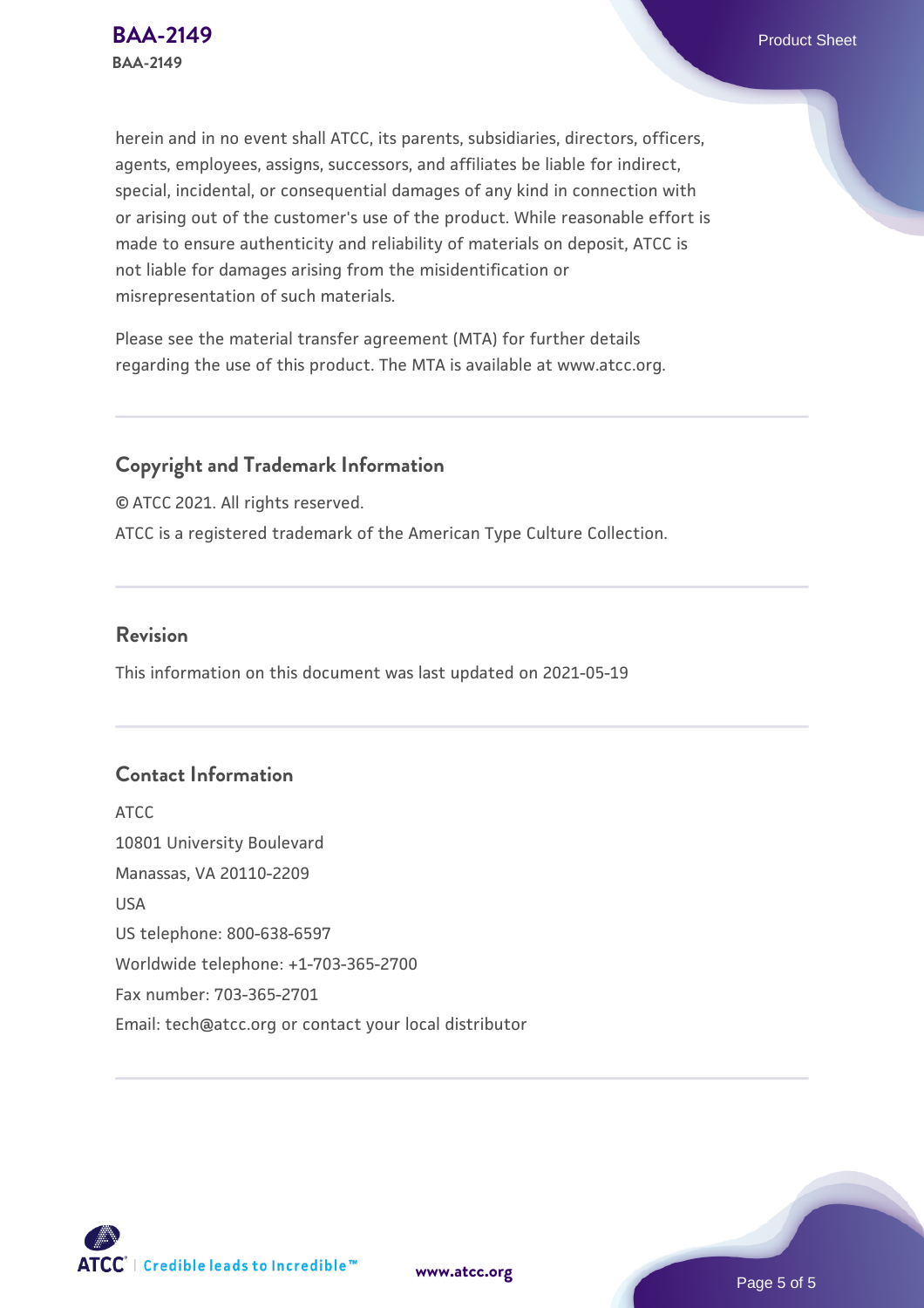herein and in no event shall ATCC, its parents, subsidiaries, directors, officers, agents, employees, assigns, successors, and affiliates be liable for indirect, special, incidental, or consequential damages of any kind in connection with or arising out of the customer's use of the product. While reasonable effort is made to ensure authenticity and reliability of materials on deposit, ATCC is not liable for damages arising from the misidentification or misrepresentation of such materials.

Please see the material transfer agreement (MTA) for further details regarding the use of this product. The MTA is available at www.atcc.org.

## Copyright and Trademark Information

© ATCC 2021. All rights reserved.

ATCC is a registered trademark of the American Type Culture Collection.

## Revision

This information on this document was last updated on 2021-05-19

## Contact Information

ATCC
10801 University Boulevard
Manassas, VA 20110-2209
USA
US telephone: 800-638-6597
Worldwide telephone: +1-703-365-2700
Fax number: 703-365-2701
Email: tech@atcc.org or contact your local distributor